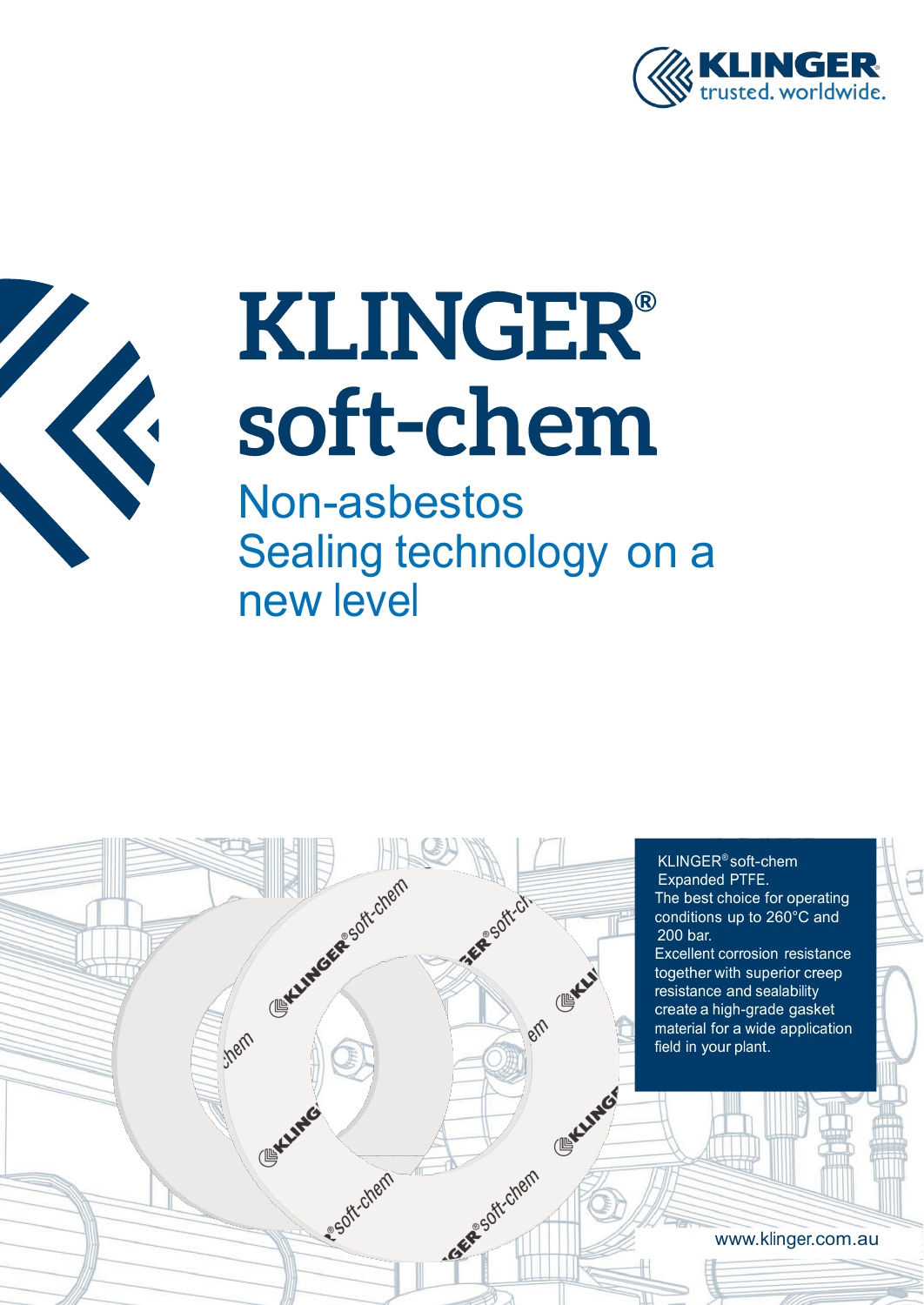# KLINGER® soft-chem

## Non-asbestos Sealing technology on a new level

KLINGER® soft-chem
Expanded PTFE.
The best choice for operating conditions up to 260°C and 200 bar.
Excellent corrosion resistance together with superior creep resistance and sealability create a high-grade gasket material for a wide application field in your plant.

www.klinger.com.au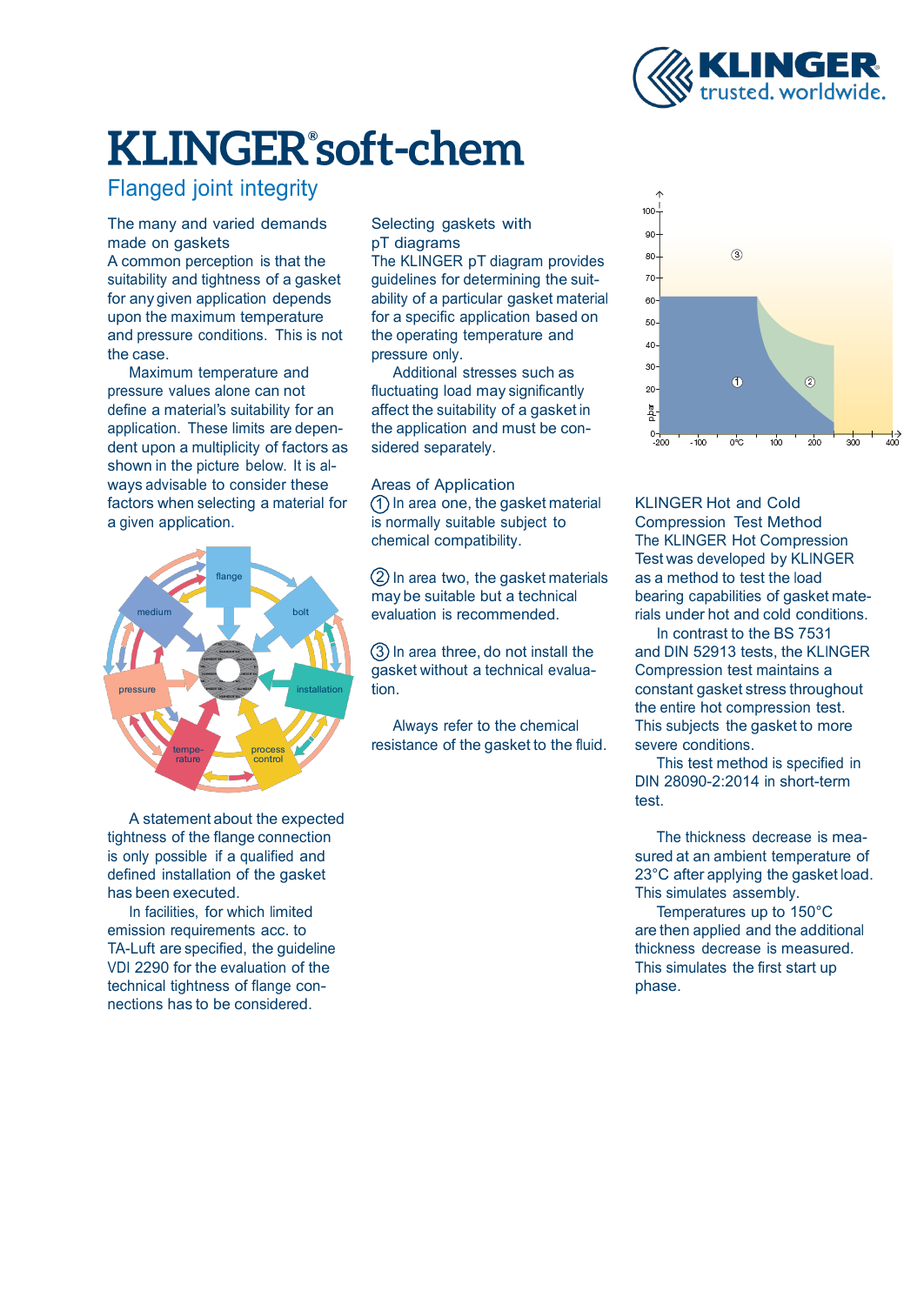# KLINGER® soft-chem

## Flanged joint integrity

### The many and varied demands made on gaskets

A common perception is that the suitability and tightness of a gasket for any given application depends upon the maximum temperature and pressure conditions. This is not the case.

Maximum temperature and pressure values alone can not define a material's suitability for an application. These limits are dependent upon a multiplicity of factors as shown in the picture below. It is always advisable to consider these factors when selecting a material for a given application.

A statement about the expected tightness of the flange connection is only possible if a qualified and defined installation of the gasket has been executed.

In facilities, for which limited emission requirements acc. to TA-Luft are specified, the guideline VDI 2290 for the evaluation of the technical tightness of flange connections has to be considered.

### Selecting gaskets with pT diagrams

The KLINGER pT diagram provides guidelines for determining the suitability of a particular gasket material for a specific application based on the operating temperature and pressure only.

Additional stresses such as fluctuating load may significantly affect the suitability of a gasket in the application and must be considered separately.

### Areas of Application

① In area one, the gasket material is normally suitable subject to chemical compatibility.

② In area two, the gasket materials may be suitable but a technical evaluation is recommended.

③ In area three, do not install the gasket without a technical evaluation.

Always refer to the chemical resistance of the gasket to the fluid.

### KLINGER Hot and Cold Compression Test Method

The KLINGER Hot Compression Test was developed by KLINGER as a method to test the load bearing capabilities of gasket materials under hot and cold conditions.

In contrast to the BS 7531 and DIN 52913 tests, the KLINGER Compression test maintains a constant gasket stress throughout the entire hot compression test. This subjects the gasket to more severe conditions.

This test method is specified in DIN 28090-2:2014 in short-term test.

The thickness decrease is measured at an ambient temperature of 23°C after applying the gasket load. This simulates assembly.

Temperatures up to 150°C are then applied and the additional thickness decrease is measured. This simulates the first start up phase.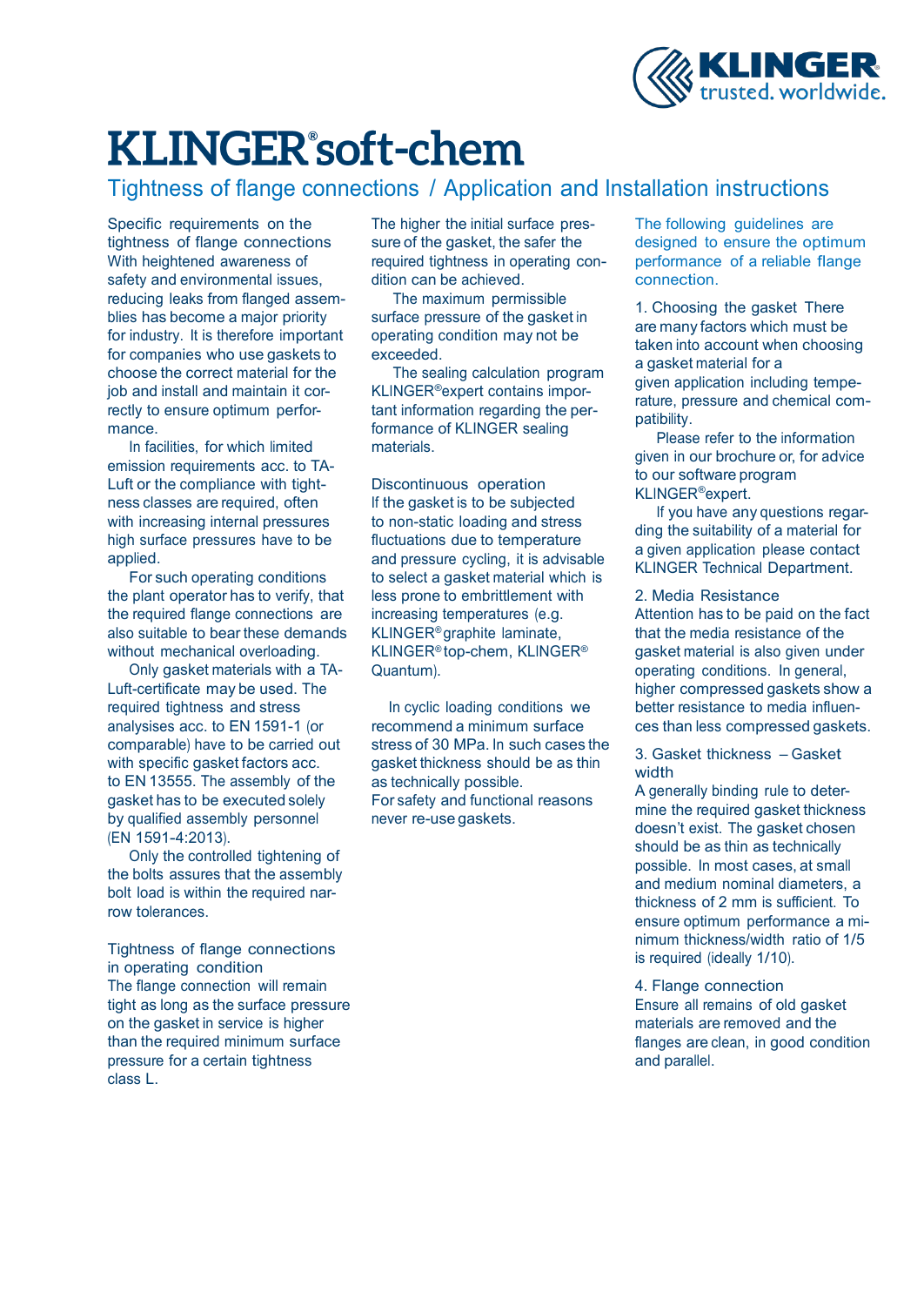# KLINGER® soft-chem

## Tightness of flange connections / Application and Installation instructions

### Specific requirements on the tightness of flange connections

With heightened awareness of safety and environmental issues, reducing leaks from flanged assemblies has become a major priority for industry. It is therefore important for companies who use gaskets to choose the correct material for the job and install and maintain it correctly to ensure optimum performance.

In facilities, for which limited emission requirements acc. to TA-Luft or the compliance with tightness classes are required, often with increasing internal pressures high surface pressures have to be applied.

For such operating conditions the plant operator has to verify, that the required flange connections are also suitable to bear these demands without mechanical overloading.

Only gasket materials with a TA-Luft-certificate may be used. The required tightness and stress analysises acc. to EN 1591-1 (or comparable) have to be carried out with specific gasket factors acc. to EN 13555. The assembly of the gasket has to be executed solely by qualified assembly personnel (EN 1591-4:2013).

Only the controlled tightening of the bolts assures that the assembly bolt load is within the required narrow tolerances.

### Tightness of flange connections in operating condition

The flange connection will remain tight as long as the surface pressure on the gasket in service is higher than the required minimum surface pressure for a certain tightness class L.

The higher the initial surface pressure of the gasket, the safer the required tightness in operating condition can be achieved.

The maximum permissible surface pressure of the gasket in operating condition may not be exceeded.

The sealing calculation program KLINGER®expert contains important information regarding the performance of KLINGER sealing materials.

### Discontinuous operation

If the gasket is to be subjected to non-static loading and stress fluctuations due to temperature and pressure cycling, it is advisable to select a gasket material which is less prone to embrittlement with increasing temperatures (e.g. KLINGER®graphite laminate, KLINGER®top-chem, KLINGER® Quantum).

In cyclic loading conditions we recommend a minimum surface stress of 30 MPa. In such cases the gasket thickness should be as thin as technically possible.
For safety and functional reasons never re-use gaskets.

The following guidelines are designed to ensure the optimum performance of a reliable flange connection.

### 1. Choosing the gasket

There are many factors which must be taken into account when choosing a gasket material for a given application including temperature, pressure and chemical compatibility.

Please refer to the information given in our brochure or, for advice to our software program KLINGER®expert.

If you have any questions regarding the suitability of a material for a given application please contact KLINGER Technical Department.

### 2. Media Resistance

Attention has to be paid on the fact that the media resistance of the gasket material is also given under operating conditions. In general, higher compressed gaskets show a better resistance to media influences than less compressed gaskets.

### 3. Gasket thickness – Gasket width

A generally binding rule to determine the required gasket thickness doesn't exist. The gasket chosen should be as thin as technically possible. In most cases, at small and medium nominal diameters, a thickness of 2 mm is sufficient. To ensure optimum performance a minimum thickness/width ratio of 1/5 is required (ideally 1/10).

### 4. Flange connection

Ensure all remains of old gasket materials are removed and the flanges are clean, in good condition and parallel.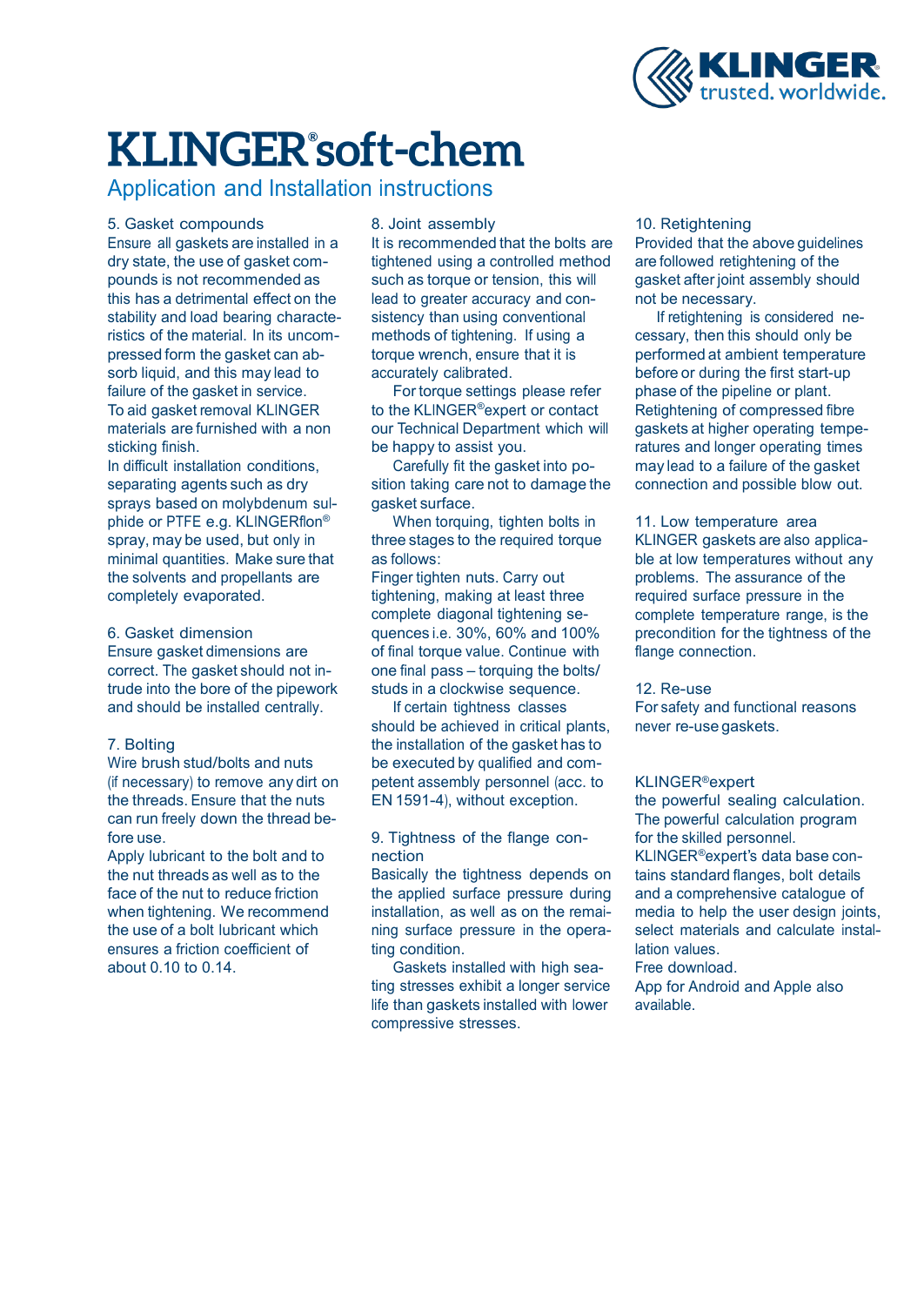# KLINGER® soft-chem

## Application and Installation instructions

### 5. Gasket compounds

Ensure all gaskets are installed in a dry state, the use of gasket compounds is not recommended as this has a detrimental effect on the stability and load bearing characteristics of the material. In its uncompressed form the gasket can absorb liquid, and this may lead to failure of the gasket in service.
To aid gasket removal KLINGER materials are furnished with a non sticking finish.
In difficult installation conditions, separating agents such as dry sprays based on molybdenum sulphide or PTFE e.g. KLINGERflon® spray, may be used, but only in minimal quantities. Make sure that the solvents and propellants are completely evaporated.

### 6. Gasket dimension

Ensure gasket dimensions are correct. The gasket should not intrude into the bore of the pipework and should be installed centrally.

### 7. Bolting

Wire brush stud/bolts and nuts (if necessary) to remove any dirt on the threads. Ensure that the nuts can run freely down the thread before use.
Apply lubricant to the bolt and to the nut threads as well as to the face of the nut to reduce friction when tightening. We recommend the use of a bolt lubricant which ensures a friction coefficient of about 0.10 to 0.14.

### 8. Joint assembly

It is recommended that the bolts are tightened using a controlled method such as torque or tension, this will lead to greater accuracy and consistency than using conventional methods of tightening. If using a torque wrench, ensure that it is accurately calibrated.

For torque settings please refer to the KLINGER®expert or contact our Technical Department which will be happy to assist you.

Carefully fit the gasket into position taking care not to damage the gasket surface.

When torquing, tighten bolts in three stages to the required torque as follows:
Finger tighten nuts. Carry out tightening, making at least three complete diagonal tightening sequences i.e. 30%, 60% and 100% of final torque value. Continue with one final pass – torquing the bolts/studs in a clockwise sequence.

If certain tightness classes should be achieved in critical plants, the installation of the gasket has to be executed by qualified and competent assembly personnel (acc. to EN 1591-4), without exception.

### 9. Tightness of the flange connection

Basically the tightness depends on the applied surface pressure during installation, as well as on the remaining surface pressure in the operating condition.

Gaskets installed with high seating stresses exhibit a longer service life than gaskets installed with lower compressive stresses.

### 10. Retightening

Provided that the above guidelines are followed retightening of the gasket after joint assembly should not be necessary.

If retightening is considered necessary, then this should only be performed at ambient temperature before or during the first start-up phase of the pipeline or plant.
Retightening of compressed fibre gaskets at higher operating temperatures and longer operating times may lead to a failure of the gasket connection and possible blow out.

### 11. Low temperature area

KLINGER gaskets are also applicable at low temperatures without any problems. The assurance of the required surface pressure in the complete temperature range, is the precondition for the tightness of the flange connection.

### 12. Re-use

For safety and functional reasons never re-use gaskets.

### KLINGER®expert

the powerful sealing calculation.
The powerful calculation program for the skilled personnel.
KLINGER®expert's data base contains standard flanges, bolt details and a comprehensive catalogue of media to help the user design joints, select materials and calculate installation values.
Free download.
App for Android and Apple also available.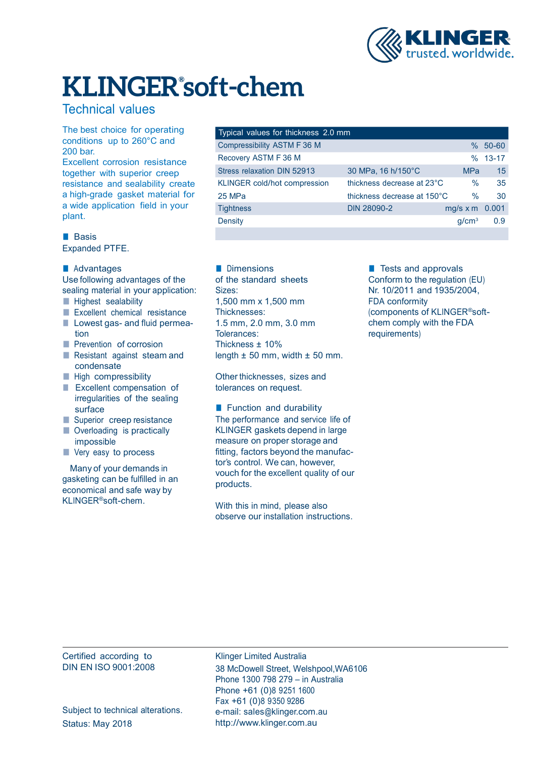# KLINGER® soft-chem

## Technical values

The best choice for operating conditions up to 260°C and 200 bar.
Excellent corrosion resistance together with superior creep resistance and sealability create a high-grade gasket material for a wide application field in your plant.

| Typical values for thickness 2.0 mm | | | |
|---|---|---|---|
| Compressibility ASTM F 36 M | | % | 50-60 |
| Recovery ASTM F 36 M | | % | 13-17 |
| Stress relaxation DIN 52913 | 30 MPa, 16 h/150°C | MPa | 15 |
| KLINGER cold/hot compression | thickness decrease at 23°C | % | 35 |
| 25 MPa | thickness decrease at 150°C | % | 30 |
| Tightness | DIN 28090-2 | mg/s x m | 0.001 |
| Density | | g/cm³ | 0.9 |

### Basis

Expanded PTFE.

### Advantages

Use following advantages of the sealing material in your application:

- Highest sealability
- Excellent chemical resistance
- Lowest gas- and fluid permeation
- Prevention of corrosion
- Resistant against steam and condensate
- High compressibility
- Excellent compensation of irregularities of the sealing surface
- Superior creep resistance
- Overloading is practically impossible
- Very easy to process

Many of your demands in gasketing can be fulfilled in an economical and safe way by KLINGER®soft-chem.

### Dimensions

of the standard sheets
Sizes:
1,500 mm x 1,500 mm
Thicknesses:
1.5 mm, 2.0 mm, 3.0 mm
Tolerances:
Thickness ± 10%
length ± 50 mm, width ± 50 mm.

Other thicknesses, sizes and tolerances on request.

### Function and durability

The performance and service life of KLINGER gaskets depend in large measure on proper storage and fitting, factors beyond the manufactor's control. We can, however, vouch for the excellent quality of our products.

With this in mind, please also observe our installation instructions.

### Tests and approvals

Conform to the regulation (EU) Nr. 10/2011 and 1935/2004, FDA conformity (components of KLINGER®soft-chem comply with the FDA requirements)

---

Certified according to DIN EN ISO 9001:2008

Subject to technical alterations.
Status: May 2018

Klinger Limited Australia
38 McDowell Street, Welshpool,WA6106
Phone 1300 798 279 – in Australia
Phone +61 (0)8 9251 1600
Fax +61 (0)8 9350 9286
e-mail: sales@klinger.com.au
http://www.klinger.com.au